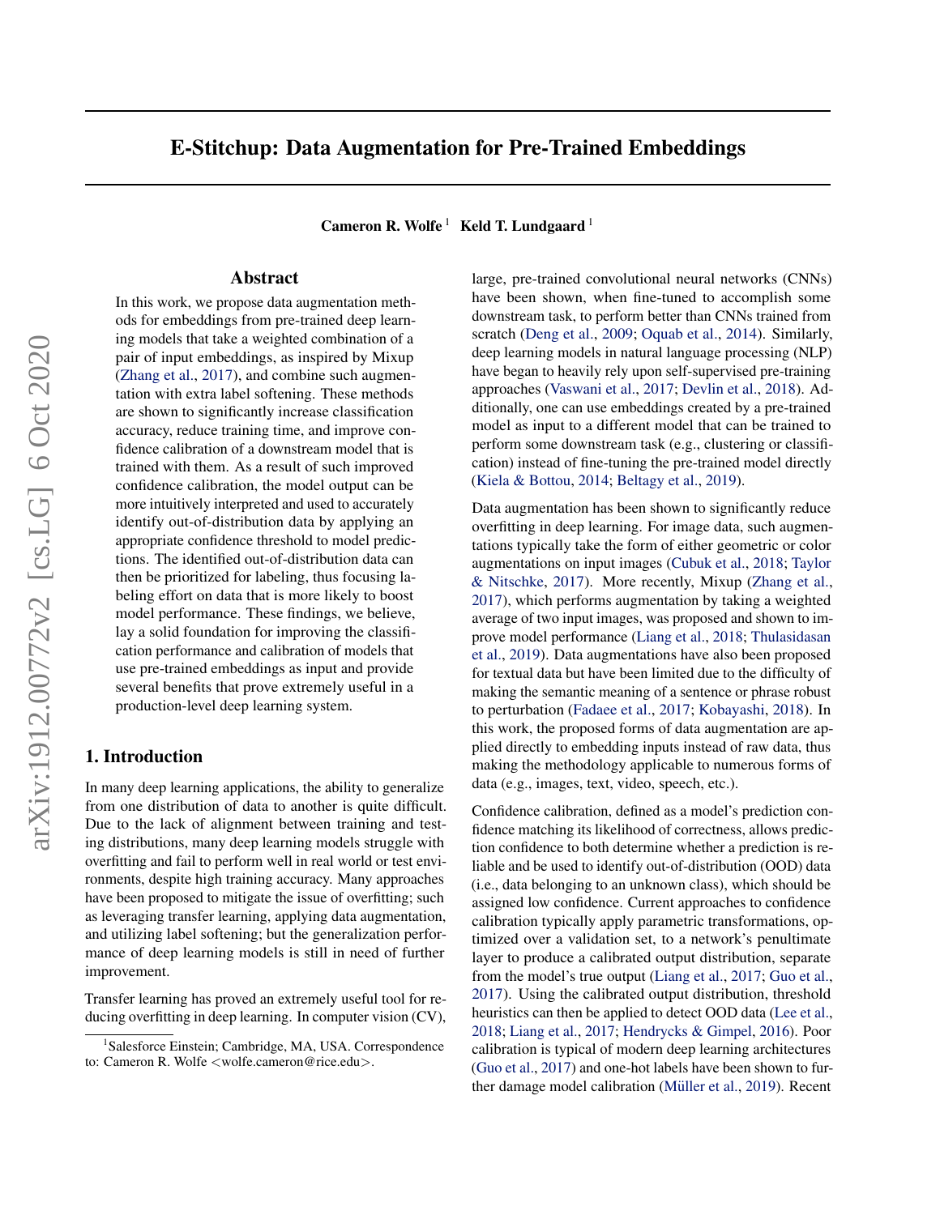# E-Stitchup: Data Augmentation for Pre-Trained Embeddings

**Cameron R. Wolfe** [1] **Keld T. Lundgaard** [1]

## Abstract

In this work, we propose data augmentation methods for embeddings from pre-trained deep learning models that take a weighted combination of a pair of input embeddings, as inspired by Mixup (Zhang et al., 2017), and combine such augmentation with extra label softening. These methods are shown to significantly increase classification accuracy, reduce training time, and improve confidence calibration of a downstream model that is trained with them. As a result of such improved confidence calibration, the model output can be more intuitively interpreted and used to accurately identify out-of-distribution data by applying an appropriate confidence threshold to model predictions. The identified out-of-distribution data can then be prioritized for labeling, thus focusing labeling effort on data that is more likely to boost model performance. These findings, we believe, lay a solid foundation for improving the classification performance and calibration of models that use pre-trained embeddings as input and provide several benefits that prove extremely useful in a production-level deep learning system.

## 1. Introduction

In many deep learning applications, the ability to generalize from one distribution of data to another is quite difficult. Due to the lack of alignment between training and testing distributions, many deep learning models struggle with overfitting and fail to perform well in real world or test environments, despite high training accuracy. Many approaches have been proposed to mitigate the issue of overfitting; such as leveraging transfer learning, applying data augmentation, and utilizing label softening; but the generalization performance of deep learning models is still in need of further improvement.

Transfer learning has proved an extremely useful tool for reducing overfitting in deep learning. In computer vision (CV), large, pre-trained convolutional neural networks (CNNs) have been shown, when fine-tuned to accomplish some downstream task, to perform better than CNNs trained from scratch (Deng et al., 2009; Oquab et al., 2014). Similarly, deep learning models in natural language processing (NLP) have began to heavily rely upon self-supervised pre-training approaches (Vaswani et al., 2017; Devlin et al., 2018). Additionally, one can use embeddings created by a pre-trained model as input to a different model that can be trained to perform some downstream task (e.g., clustering or classification) instead of fine-tuning the pre-trained model directly (Kiela & Bottou, 2014; Beltagy et al., 2019).

Data augmentation has been shown to significantly reduce overfitting in deep learning. For image data, such augmentations typically take the form of either geometric or color augmentations on input images (Cubuk et al., 2018; Taylor & Nitschke, 2017). More recently, Mixup (Zhang et al., 2017), which performs augmentation by taking a weighted average of two input images, was proposed and shown to improve model performance (Liang et al., 2018; Thulasidasan et al., 2019). Data augmentations have also been proposed for textual data but have been limited due to the difficulty of making the semantic meaning of a sentence or phrase robust to perturbation (Fadaee et al., 2017; Kobayashi, 2018). In this work, the proposed forms of data augmentation are applied directly to embedding inputs instead of raw data, thus making the methodology applicable to numerous forms of data (e.g., images, text, video, speech, etc.).

Confidence calibration, defined as a model's prediction confidence matching its likelihood of correctness, allows prediction confidence to both determine whether a prediction is reliable and be used to identify out-of-distribution (OOD) data (i.e., data belonging to an unknown class), which should be assigned low confidence. Current approaches to confidence calibration typically apply parametric transformations, optimized over a validation set, to a network's penultimate layer to produce a calibrated output distribution, separate from the model's true output (Liang et al., 2017; Guo et al., 2017). Using the calibrated output distribution, threshold heuristics can then be applied to detect OOD data (Lee et al., 2018; Liang et al., 2017; Hendrycks & Gimpel, 2016). Poor calibration is typical of modern deep learning architectures (Guo et al., 2017) and one-hot labels have been shown to further damage model calibration (Müller et al., 2019). Recent

[1] Salesforce Einstein; Cambridge, MA, USA. Correspondence to: Cameron R. Wolfe <wolfe.cameron@rice.edu>.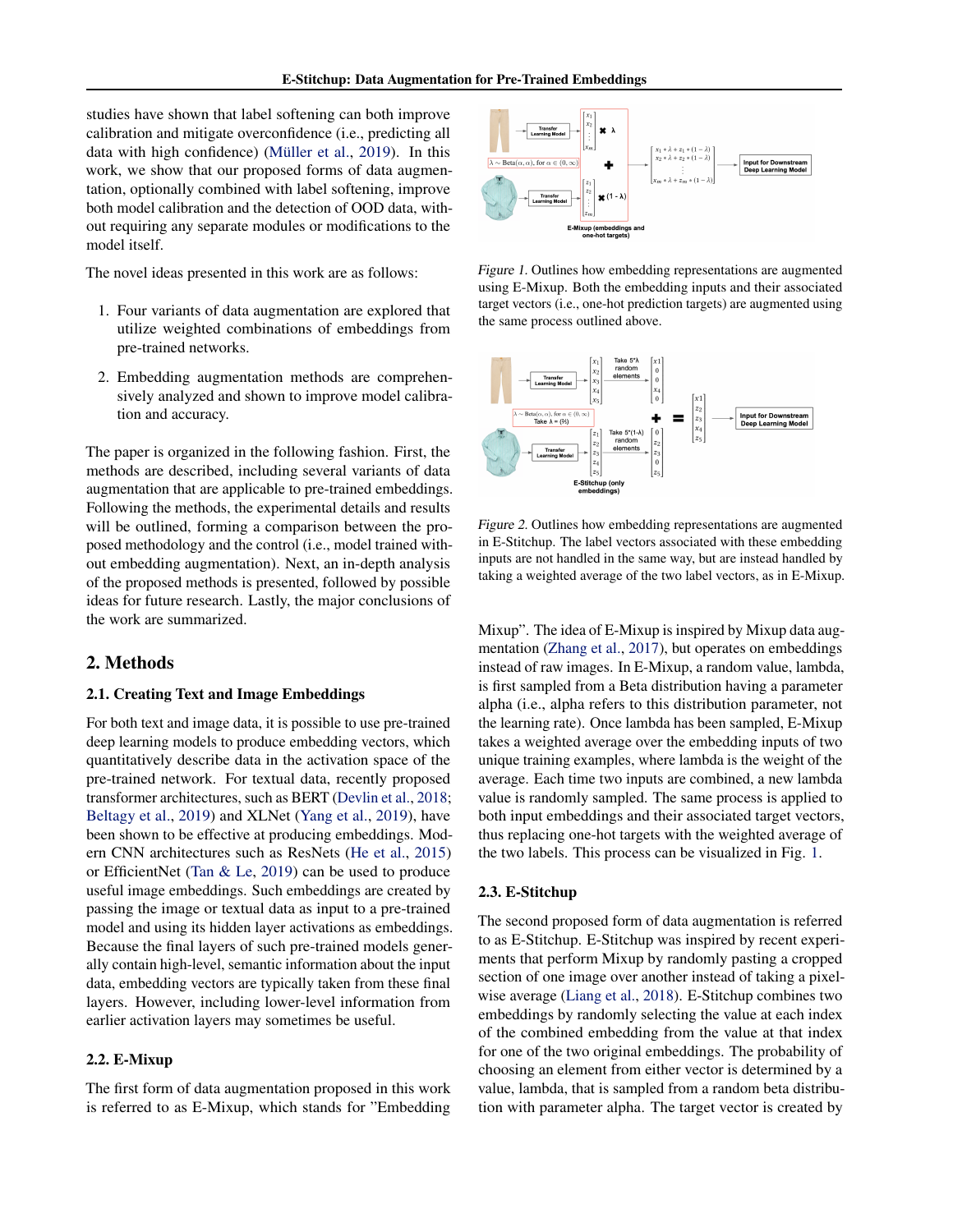studies have shown that label softening can both improve calibration and mitigate overconfidence (i.e., predicting all data with high confidence) (Müller et al., 2019). In this work, we show that our proposed forms of data augmentation, optionally combined with label softening, improve both model calibration and the detection of OOD data, without requiring any separate modules or modifications to the model itself.

The novel ideas presented in this work are as follows:

1. Four variants of data augmentation are explored that utilize weighted combinations of embeddings from pre-trained networks.
2. Embedding augmentation methods are comprehensively analyzed and shown to improve model calibration and accuracy.

The paper is organized in the following fashion. First, the methods are described, including several variants of data augmentation that are applicable to pre-trained embeddings. Following the methods, the experimental details and results will be outlined, forming a comparison between the proposed methodology and the control (i.e., model trained without embedding augmentation). Next, an in-depth analysis of the proposed methods is presented, followed by possible ideas for future research. Lastly, the major conclusions of the work are summarized.

## 2. Methods

### 2.1. Creating Text and Image Embeddings

For both text and image data, it is possible to use pre-trained deep learning models to produce embedding vectors, which quantitatively describe data in the activation space of the pre-trained network. For textual data, recently proposed transformer architectures, such as BERT (Devlin et al., 2018; Beltagy et al., 2019) and XLNet (Yang et al., 2019), have been shown to be effective at producing embeddings. Modern CNN architectures such as ResNets (He et al., 2015) or EfficientNet (Tan & Le, 2019) can be used to produce useful image embeddings. Such embeddings are created by passing the image or textual data as input to a pre-trained model and using its hidden layer activations as embeddings. Because the final layers of such pre-trained models generally contain high-level, semantic information about the input data, embedding vectors are typically taken from these final layers. However, including lower-level information from earlier activation layers may sometimes be useful.

### 2.2. E-Mixup

The first form of data augmentation proposed in this work is referred to as E-Mixup, which stands for "Embedding Mixup". The idea of E-Mixup is inspired by Mixup data augmentation (Zhang et al., 2017), but operates on embeddings instead of raw images. In E-Mixup, a random value, lambda, is first sampled from a Beta distribution having a parameter alpha (i.e., alpha refers to this distribution parameter, not the learning rate). Once lambda has been sampled, E-Mixup takes a weighted average over the embedding inputs of two unique training examples, where lambda is the weight of the average. Each time two inputs are combined, a new lambda value is randomly sampled. The same process is applied to both input embeddings and their associated target vectors, thus replacing one-hot targets with the weighted average of the two labels. This process can be visualized in Fig. 1.

*Figure 1.* Outlines how embedding representations are augmented using E-Mixup. Both the embedding inputs and their associated target vectors (i.e., one-hot prediction targets) are augmented using the same process outlined above.

*Figure 2.* Outlines how embedding representations are augmented in E-Stitchup. The label vectors associated with these embedding inputs are not handled in the same way, but are instead handled by taking a weighted average of the two label vectors, as in E-Mixup.

### 2.3. E-Stitchup

The second proposed form of data augmentation is referred to as E-Stitchup. E-Stitchup was inspired by recent experiments that perform Mixup by randomly pasting a cropped section of one image over another instead of taking a pixel-wise average (Liang et al., 2018). E-Stitchup combines two embeddings by randomly selecting the value at each index of the combined embedding from the value at that index for one of the two original embeddings. The probability of choosing an element from either vector is determined by a value, lambda, that is sampled from a random beta distribution with parameter alpha. The target vector is created by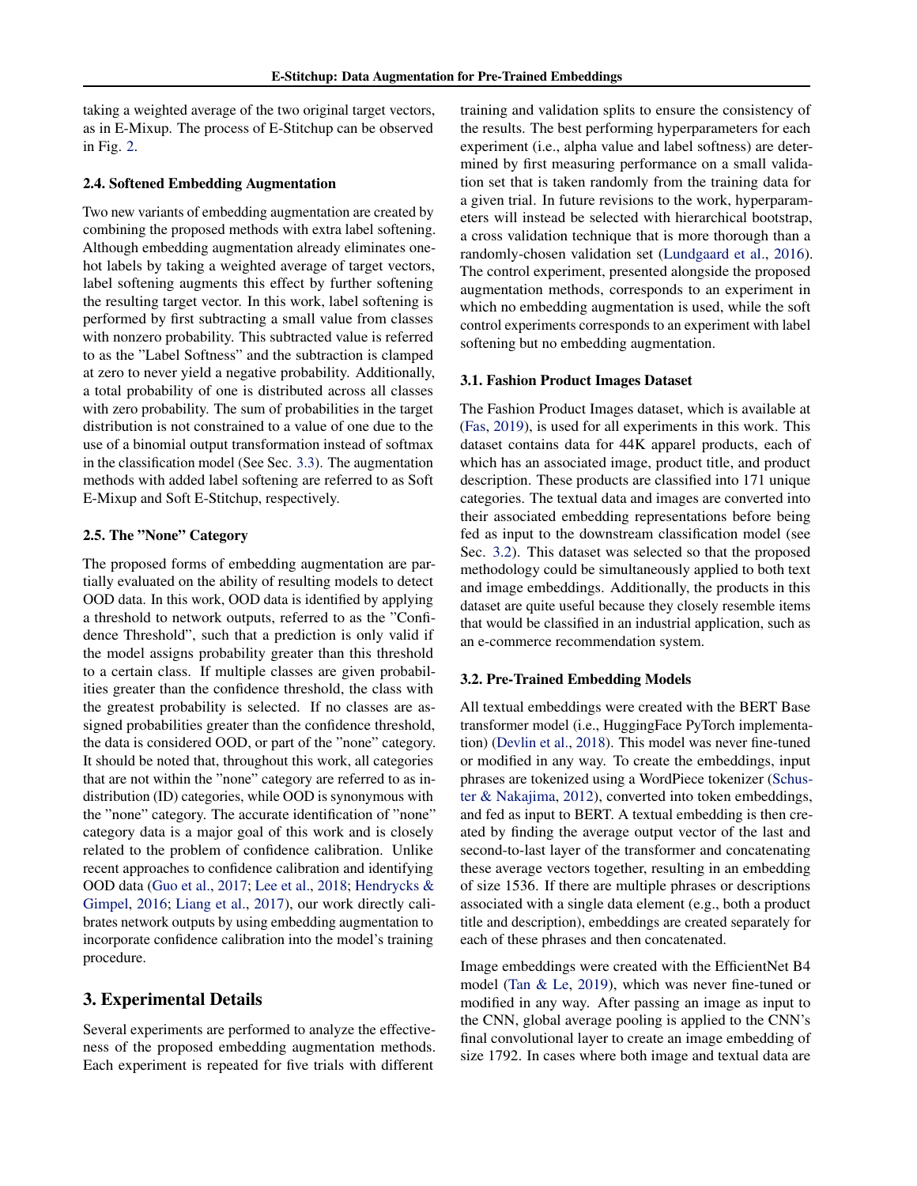taking a weighted average of the two original target vectors, as in E-Mixup. The process of E-Stitchup can be observed in Fig. 2.

### 2.4. Softened Embedding Augmentation

Two new variants of embedding augmentation are created by combining the proposed methods with extra label softening. Although embedding augmentation already eliminates one-hot labels by taking a weighted average of target vectors, label softening augments this effect by further softening the resulting target vector. In this work, label softening is performed by first subtracting a small value from classes with nonzero probability. This subtracted value is referred to as the "Label Softness" and the subtraction is clamped at zero to never yield a negative probability. Additionally, a total probability of one is distributed across all classes with zero probability. The sum of probabilities in the target distribution is not constrained to a value of one due to the use of a binomial output transformation instead of softmax in the classification model (See Sec. 3.3). The augmentation methods with added label softening are referred to as Soft E-Mixup and Soft E-Stitchup, respectively.

### 2.5. The "None" Category

The proposed forms of embedding augmentation are partially evaluated on the ability of resulting models to detect OOD data. In this work, OOD data is identified by applying a threshold to network outputs, referred to as the "Confidence Threshold", such that a prediction is only valid if the model assigns probability greater than this threshold to a certain class. If multiple classes are given probabilities greater than the confidence threshold, the class with the greatest probability is selected. If no classes are assigned probabilities greater than the confidence threshold, the data is considered OOD, or part of the "none" category. It should be noted that, throughout this work, all categories that are not within the "none" category are referred to as in-distribution (ID) categories, while OOD is synonymous with the "none" category. The accurate identification of "none" category data is a major goal of this work and is closely related to the problem of confidence calibration. Unlike recent approaches to confidence calibration and identifying OOD data (Guo et al., 2017; Lee et al., 2018; Hendrycks & Gimpel, 2016; Liang et al., 2017), our work directly calibrates network outputs by using embedding augmentation to incorporate confidence calibration into the model's training procedure.

## 3. Experimental Details

Several experiments are performed to analyze the effectiveness of the proposed embedding augmentation methods. Each experiment is repeated for five trials with different training and validation splits to ensure the consistency of the results. The best performing hyperparameters for each experiment (i.e., alpha value and label softness) are determined by first measuring performance on a small validation set that is taken randomly from the training data for a given trial. In future revisions to the work, hyperparameters will instead be selected with hierarchical bootstrap, a cross validation technique that is more thorough than a randomly-chosen validation set (Lundgaard et al., 2016). The control experiment, presented alongside the proposed augmentation methods, corresponds to an experiment in which no embedding augmentation is used, while the soft control experiments corresponds to an experiment with label softening but no embedding augmentation.

### 3.1. Fashion Product Images Dataset

The Fashion Product Images dataset, which is available at (Fas, 2019), is used for all experiments in this work. This dataset contains data for 44K apparel products, each of which has an associated image, product title, and product description. These products are classified into 171 unique categories. The textual data and images are converted into their associated embedding representations before being fed as input to the downstream classification model (see Sec. 3.2). This dataset was selected so that the proposed methodology could be simultaneously applied to both text and image embeddings. Additionally, the products in this dataset are quite useful because they closely resemble items that would be classified in an industrial application, such as an e-commerce recommendation system.

### 3.2. Pre-Trained Embedding Models

All textual embeddings were created with the BERT Base transformer model (i.e., HuggingFace PyTorch implementation) (Devlin et al., 2018). This model was never fine-tuned or modified in any way. To create the embeddings, input phrases are tokenized using a WordPiece tokenizer (Schuster & Nakajima, 2012), converted into token embeddings, and fed as input to BERT. A textual embedding is then created by finding the average output vector of the last and second-to-last layer of the transformer and concatenating these average vectors together, resulting in an embedding of size 1536. If there are multiple phrases or descriptions associated with a single data element (e.g., both a product title and description), embeddings are created separately for each of these phrases and then concatenated.

Image embeddings were created with the EfficientNet B4 model (Tan & Le, 2019), which was never fine-tuned or modified in any way. After passing an image as input to the CNN, global average pooling is applied to the CNN's final convolutional layer to create an image embedding of size 1792. In cases where both image and textual data are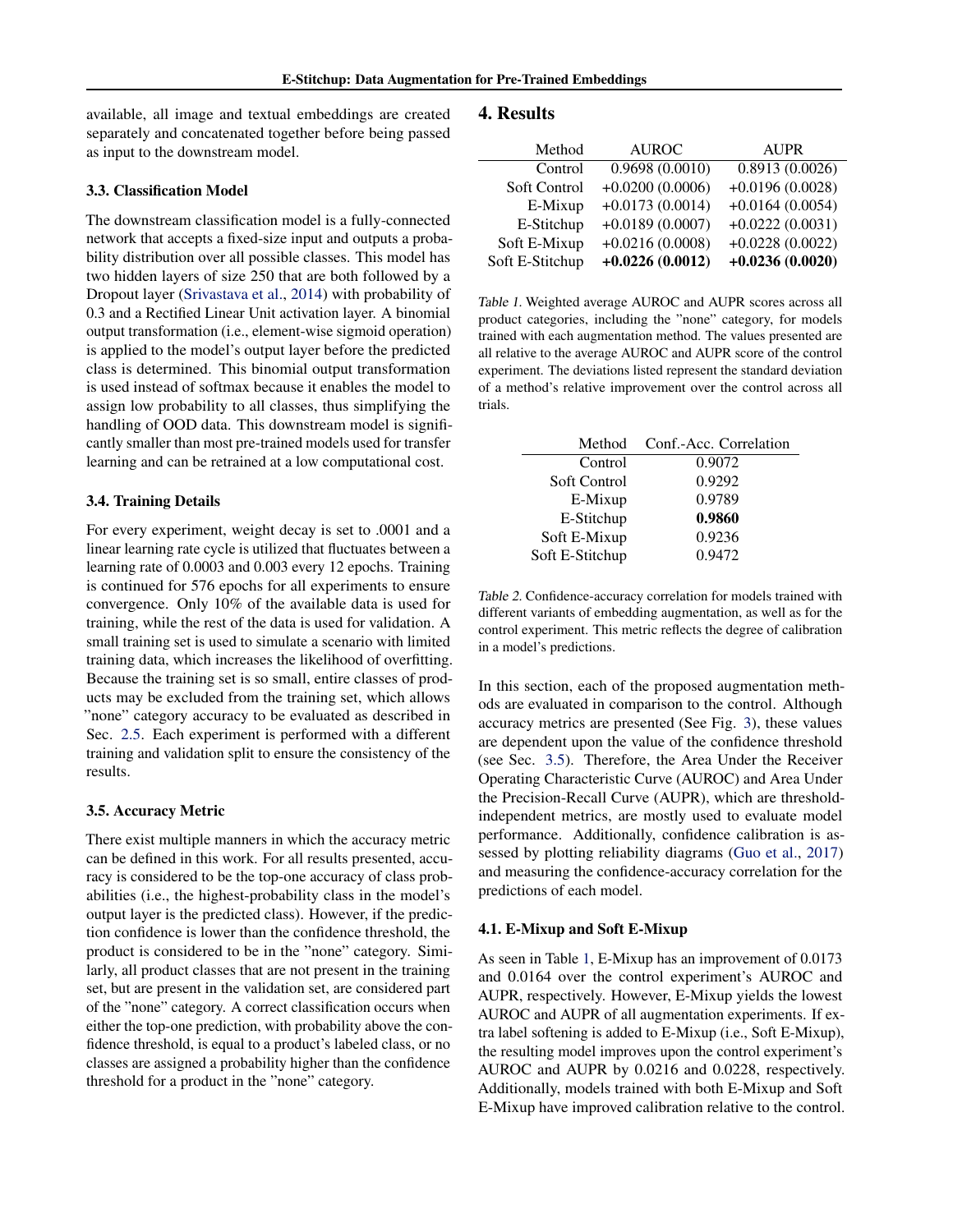available, all image and textual embeddings are created separately and concatenated together before being passed as input to the downstream model.

### 3.3. Classification Model

The downstream classification model is a fully-connected network that accepts a fixed-size input and outputs a probability distribution over all possible classes. This model has two hidden layers of size 250 that are both followed by a Dropout layer (Srivastava et al., 2014) with probability of 0.3 and a Rectified Linear Unit activation layer. A binomial output transformation (i.e., element-wise sigmoid operation) is applied to the model's output layer before the predicted class is determined. This binomial output transformation is used instead of softmax because it enables the model to assign low probability to all classes, thus simplifying the handling of OOD data. This downstream model is significantly smaller than most pre-trained models used for transfer learning and can be retrained at a low computational cost.

### 3.4. Training Details

For every experiment, weight decay is set to .0001 and a linear learning rate cycle is utilized that fluctuates between a learning rate of 0.0003 and 0.003 every 12 epochs. Training is continued for 576 epochs for all experiments to ensure convergence. Only 10% of the available data is used for training, while the rest of the data is used for validation. A small training set is used to simulate a scenario with limited training data, which increases the likelihood of overfitting. Because the training set is so small, entire classes of products may be excluded from the training set, which allows "none" category accuracy to be evaluated as described in Sec. 2.5. Each experiment is performed with a different training and validation split to ensure the consistency of the results.

### 3.5. Accuracy Metric

There exist multiple manners in which the accuracy metric can be defined in this work. For all results presented, accuracy is considered to be the top-one accuracy of class probabilities (i.e., the highest-probability class in the model's output layer is the predicted class). However, if the prediction confidence is lower than the confidence threshold, the product is considered to be in the "none" category. Similarly, all product classes that are not present in the training set, but are present in the validation set, are considered part of the "none" category. A correct classification occurs when either the top-one prediction, with probability above the confidence threshold, is equal to a product's labeled class, or no classes are assigned a probability higher than the confidence threshold for a product in the "none" category.

## 4. Results

| Method | AUROC | AUPR |
|---|---|---|
| Control | 0.9698 (0.0010) | 0.8913 (0.0026) |
| Soft Control | +0.0200 (0.0006) | +0.0196 (0.0028) |
| E-Mixup | +0.0173 (0.0014) | +0.0164 (0.0054) |
| E-Stitchup | +0.0189 (0.0007) | +0.0222 (0.0031) |
| Soft E-Mixup | +0.0216 (0.0008) | +0.0228 (0.0022) |
| Soft E-Stitchup | **+0.0226 (0.0012)** | **+0.0236 (0.0020)** |

*Table 1.* Weighted average AUROC and AUPR scores across all product categories, including the "none" category, for models trained with each augmentation method. The values presented are all relative to the average AUROC and AUPR score of the control experiment. The deviations listed represent the standard deviation of a method's relative improvement over the control across all trials.

| Method | Conf.-Acc. Correlation |
|---|---|
| Control | 0.9072 |
| Soft Control | 0.9292 |
| E-Mixup | 0.9789 |
| E-Stitchup | **0.9860** |
| Soft E-Mixup | 0.9236 |
| Soft E-Stitchup | 0.9472 |

*Table 2.* Confidence-accuracy correlation for models trained with different variants of embedding augmentation, as well as for the control experiment. This metric reflects the degree of calibration in a model's predictions.

In this section, each of the proposed augmentation methods are evaluated in comparison to the control. Although accuracy metrics are presented (See Fig. 3), these values are dependent upon the value of the confidence threshold (see Sec. 3.5). Therefore, the Area Under the Receiver Operating Characteristic Curve (AUROC) and Area Under the Precision-Recall Curve (AUPR), which are threshold-independent metrics, are mostly used to evaluate model performance. Additionally, confidence calibration is assessed by plotting reliability diagrams (Guo et al., 2017) and measuring the confidence-accuracy correlation for the predictions of each model.

### 4.1. E-Mixup and Soft E-Mixup

As seen in Table 1, E-Mixup has an improvement of 0.0173 and 0.0164 over the control experiment's AUROC and AUPR, respectively. However, E-Mixup yields the lowest AUROC and AUPR of all augmentation experiments. If extra label softening is added to E-Mixup (i.e., Soft E-Mixup), the resulting model improves upon the control experiment's AUROC and AUPR by 0.0216 and 0.0228, respectively. Additionally, models trained with both E-Mixup and Soft E-Mixup have improved calibration relative to the control.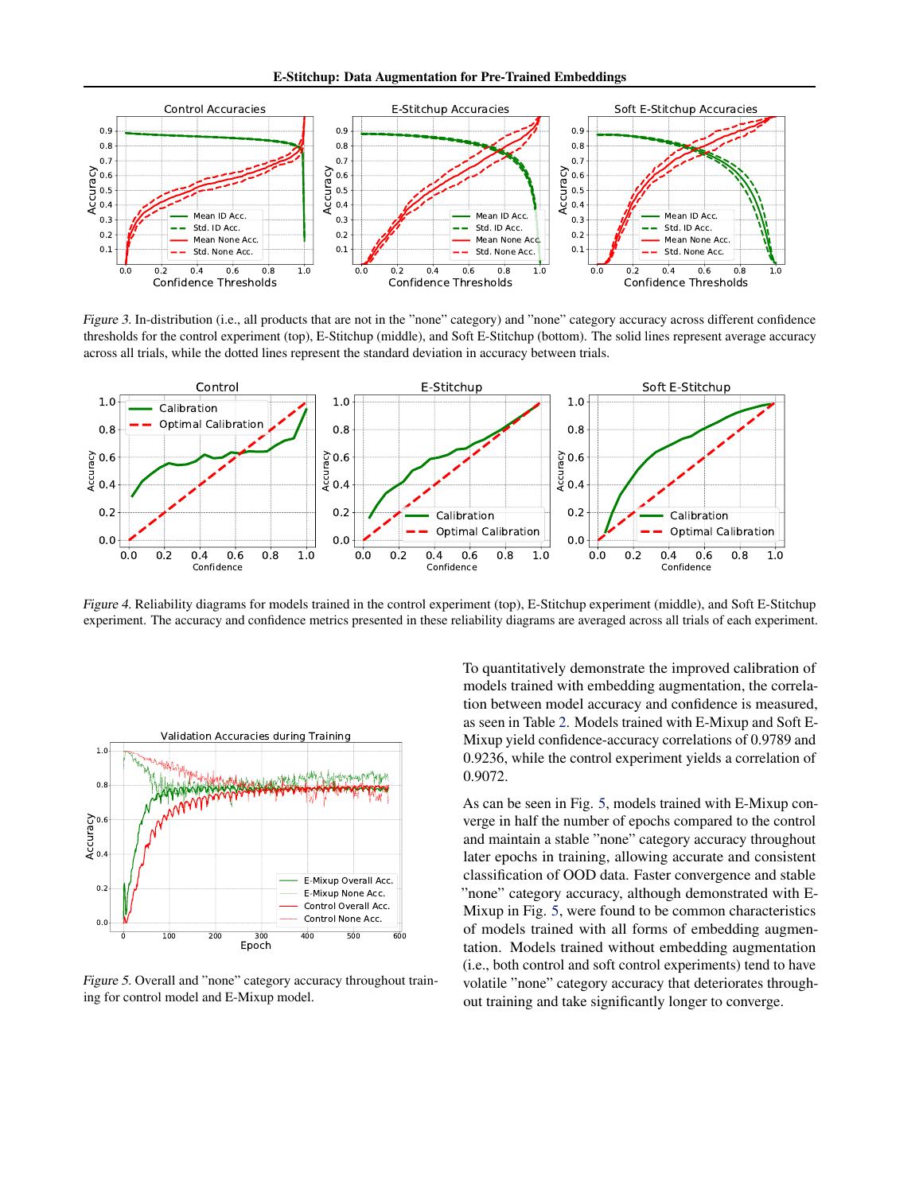*Figure 3.* In-distribution (i.e., all products that are not in the "none" category) and "none" category accuracy across different confidence thresholds for the control experiment (top), E-Stitchup (middle), and Soft E-Stitchup (bottom). The solid lines represent average accuracy across all trials, while the dotted lines represent the standard deviation in accuracy between trials.

*Figure 4.* Reliability diagrams for models trained in the control experiment (top), E-Stitchup experiment (middle), and Soft E-Stitchup experiment. The accuracy and confidence metrics presented in these reliability diagrams are averaged across all trials of each experiment.

*Figure 5.* Overall and "none" category accuracy throughout training for control model and E-Mixup model.

To quantitatively demonstrate the improved calibration of models trained with embedding augmentation, the correlation between model accuracy and confidence is measured, as seen in Table 2. Models trained with E-Mixup and Soft E-Mixup yield confidence-accuracy correlations of 0.9789 and 0.9236, while the control experiment yields a correlation of 0.9072.

As can be seen in Fig. 5, models trained with E-Mixup converge in half the number of epochs compared to the control and maintain a stable "none" category accuracy throughout later epochs in training, allowing accurate and consistent classification of OOD data. Faster convergence and stable "none" category accuracy, although demonstrated with E-Mixup in Fig. 5, were found to be common characteristics of models trained with all forms of embedding augmentation. Models trained without embedding augmentation (i.e., both control and soft control experiments) tend to have volatile "none" category accuracy that deteriorates throughout training and take significantly longer to converge.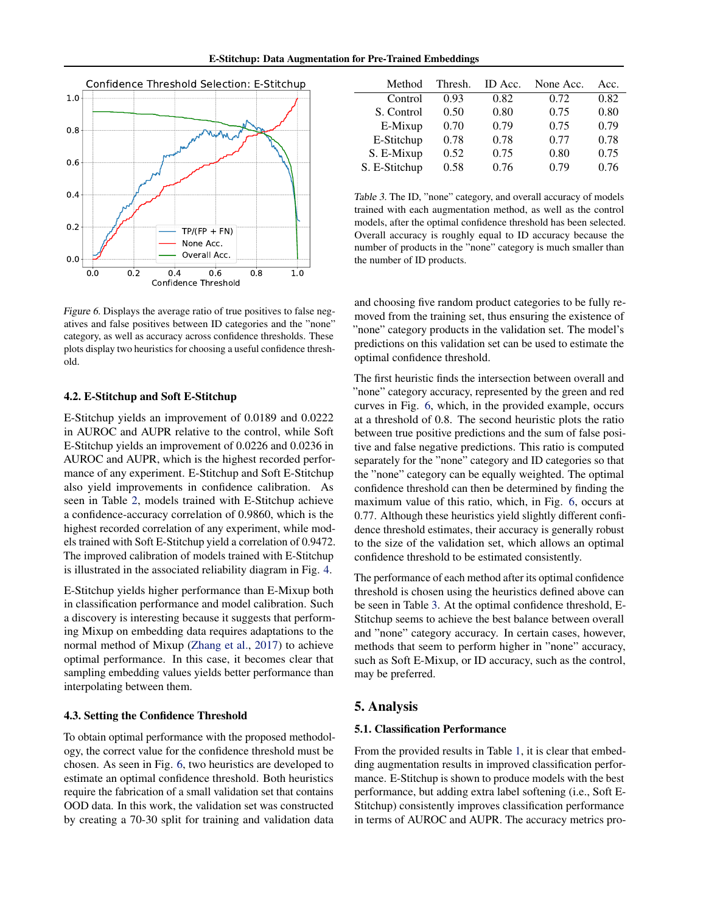Figure 6. Displays the average ratio of true positives to false negatives and false positives between ID categories and the "none" category, as well as accuracy across confidence thresholds. These plots display two heuristics for choosing a useful confidence threshold.

### 4.2. E-Stitchup and Soft E-Stitchup

E-Stitchup yields an improvement of 0.0189 and 0.0222 in AUROC and AUPR relative to the control, while Soft E-Stitchup yields an improvement of 0.0226 and 0.0236 in AUROC and AUPR, which is the highest recorded performance of any experiment. E-Stitchup and Soft E-Stitchup also yield improvements in confidence calibration. As seen in Table 2, models trained with E-Stitchup achieve a confidence-accuracy correlation of 0.9860, which is the highest recorded correlation of any experiment, while models trained with Soft E-Stitchup yield a correlation of 0.9472. The improved calibration of models trained with E-Stitchup is illustrated in the associated reliability diagram in Fig. 4.

E-Stitchup yields higher performance than E-Mixup both in classification performance and model calibration. Such a discovery is interesting because it suggests that performing Mixup on embedding data requires adaptations to the normal method of Mixup (Zhang et al., 2017) to achieve optimal performance. In this case, it becomes clear that sampling embedding values yields better performance than interpolating between them.

### 4.3. Setting the Confidence Threshold

To obtain optimal performance with the proposed methodology, the correct value for the confidence threshold must be chosen. As seen in Fig. 6, two heuristics are developed to estimate an optimal confidence threshold. Both heuristics require the fabrication of a small validation set that contains OOD data. In this work, the validation set was constructed by creating a 70-30 split for training and validation data and choosing five random product categories to be fully removed from the training set, thus ensuring the existence of "none" category products in the validation set. The model's predictions on this validation set can be used to estimate the optimal confidence threshold.

The first heuristic finds the intersection between overall and "none" category accuracy, represented by the green and red curves in Fig. 6, which, in the provided example, occurs at a threshold of 0.8. The second heuristic plots the ratio between true positive predictions and the sum of false positive and false negative predictions. This ratio is computed separately for the "none" category and ID categories so that the "none" category can be equally weighted. The optimal confidence threshold can then be determined by finding the maximum value of this ratio, which, in Fig. 6, occurs at 0.77. Although these heuristics yield slightly different confidence threshold estimates, their accuracy is generally robust to the size of the validation set, which allows an optimal confidence threshold to be estimated consistently.

| Method | Thresh. | ID Acc. | None Acc. | Acc. |
|---|---|---|---|---|
| Control | 0.93 | 0.82 | 0.72 | 0.82 |
| S. Control | 0.50 | 0.80 | 0.75 | 0.80 |
| E-Mixup | 0.70 | 0.79 | 0.75 | 0.79 |
| E-Stitchup | 0.78 | 0.78 | 0.77 | 0.78 |
| S. E-Mixup | 0.52 | 0.75 | 0.80 | 0.75 |
| S. E-Stitchup | 0.58 | 0.76 | 0.79 | 0.76 |

Table 3. The ID, "none" category, and overall accuracy of models trained with each augmentation method, as well as the control models, after the optimal confidence threshold has been selected. Overall accuracy is roughly equal to ID accuracy because the number of products in the "none" category is much smaller than the number of ID products.

The performance of each method after its optimal confidence threshold is chosen using the heuristics defined above can be seen in Table 3. At the optimal confidence threshold, E-Stitchup seems to achieve the best balance between overall and "none" category accuracy. In certain cases, however, methods that seem to perform higher in "none" accuracy, such as Soft E-Mixup, or ID accuracy, such as the control, may be preferred.

## 5. Analysis

### 5.1. Classification Performance

From the provided results in Table 1, it is clear that embedding augmentation results in improved classification performance. E-Stitchup is shown to produce models with the best performance, but adding extra label softening (i.e., Soft E-Stitchup) consistently improves classification performance in terms of AUROC and AUPR. The accuracy metrics pro-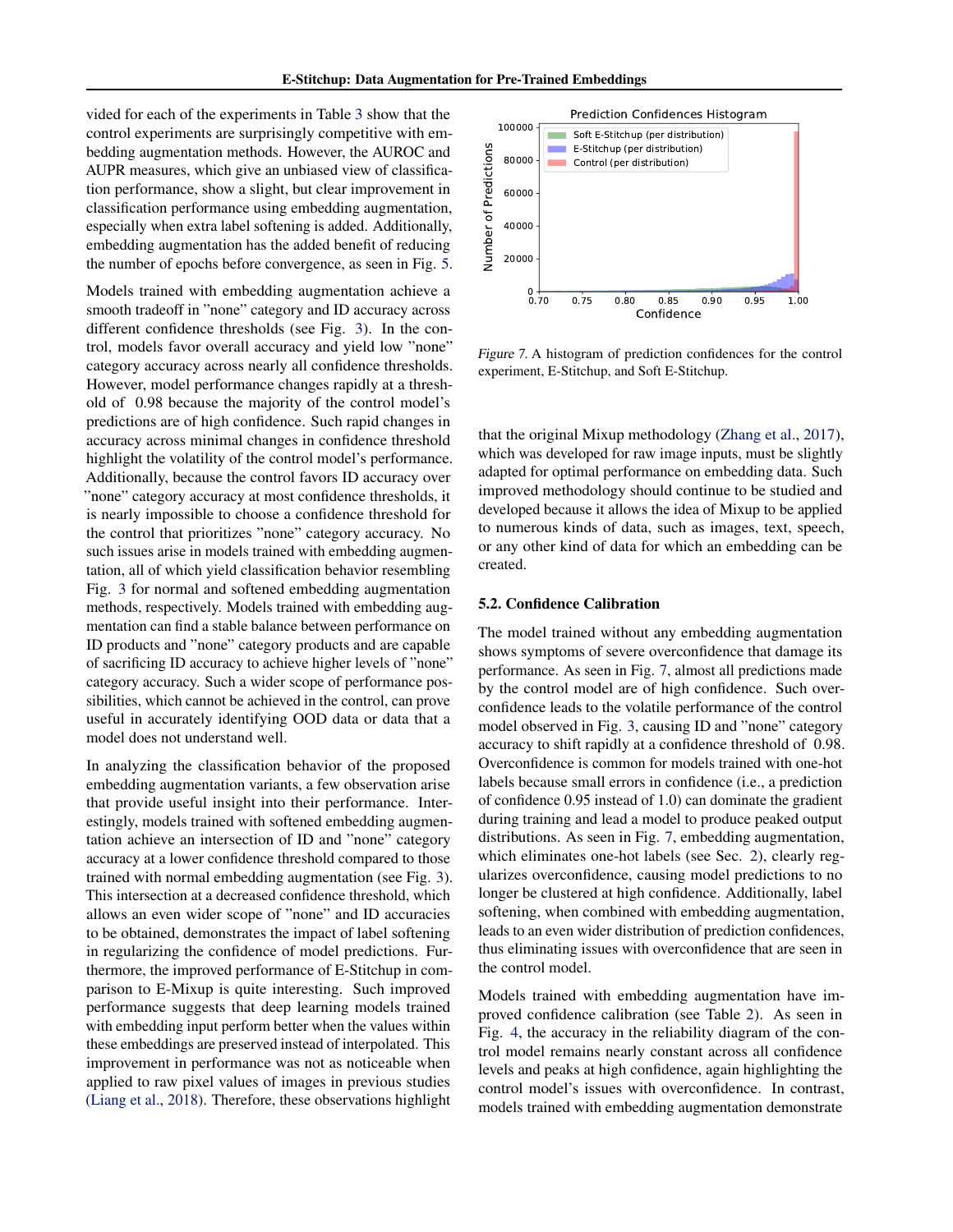vided for each of the experiments in Table 3 show that the control experiments are surprisingly competitive with embedding augmentation methods. However, the AUROC and AUPR measures, which give an unbiased view of classification performance, show a slight, but clear improvement in classification performance using embedding augmentation, especially when extra label softening is added. Additionally, embedding augmentation has the added benefit of reducing the number of epochs before convergence, as seen in Fig. 5.

Models trained with embedding augmentation achieve a smooth tradeoff in "none" category and ID accuracy across different confidence thresholds (see Fig. 3). In the control, models favor overall accuracy and yield low "none" category accuracy across nearly all confidence thresholds. However, model performance changes rapidly at a threshold of 0.98 because the majority of the control model's predictions are of high confidence. Such rapid changes in accuracy across minimal changes in confidence threshold highlight the volatility of the control model's performance. Additionally, because the control favors ID accuracy over "none" category accuracy at most confidence thresholds, it is nearly impossible to choose a confidence threshold for the control that prioritizes "none" category accuracy. No such issues arise in models trained with embedding augmentation, all of which yield classification behavior resembling Fig. 3 for normal and softened embedding augmentation methods, respectively. Models trained with embedding augmentation can find a stable balance between performance on ID products and "none" category products and are capable of sacrificing ID accuracy to achieve higher levels of "none" category accuracy. Such a wider scope of performance possibilities, which cannot be achieved in the control, can prove useful in accurately identifying OOD data or data that a model does not understand well.

In analyzing the classification behavior of the proposed embedding augmentation variants, a few observation arise that provide useful insight into their performance. Interestingly, models trained with softened embedding augmentation achieve an intersection of ID and "none" category accuracy at a lower confidence threshold compared to those trained with normal embedding augmentation (see Fig. 3). This intersection at a decreased confidence threshold, which allows an even wider scope of "none" and ID accuracies to be obtained, demonstrates the impact of label softening in regularizing the confidence of model predictions. Furthermore, the improved performance of E-Stitchup in comparison to E-Mixup is quite interesting. Such improved performance suggests that deep learning models trained with embedding input perform better when the values within these embeddings are preserved instead of interpolated. This improvement in performance was not as noticeable when applied to raw pixel values of images in previous studies (Liang et al., 2018). Therefore, these observations highlight that the original Mixup methodology (Zhang et al., 2017), which was developed for raw image inputs, must be slightly adapted for optimal performance on embedding data. Such improved methodology should continue to be studied and developed because it allows the idea of Mixup to be applied to numerous kinds of data, such as images, text, speech, or any other kind of data for which an embedding can be created.

*Figure 7.* A histogram of prediction confidences for the control experiment, E-Stitchup, and Soft E-Stitchup.

### 5.2. Confidence Calibration

The model trained without any embedding augmentation shows symptoms of severe overconfidence that damage its performance. As seen in Fig. 7, almost all predictions made by the control model are of high confidence. Such overconfidence leads to the volatile performance of the control model observed in Fig. 3, causing ID and "none" category accuracy to shift rapidly at a confidence threshold of 0.98. Overconfidence is common for models trained with one-hot labels because small errors in confidence (i.e., a prediction of confidence 0.95 instead of 1.0) can dominate the gradient during training and lead a model to produce peaked output distributions. As seen in Fig. 7, embedding augmentation, which eliminates one-hot labels (see Sec. 2), clearly regularizes overconfidence, causing model predictions to no longer be clustered at high confidence. Additionally, label softening, when combined with embedding augmentation, leads to an even wider distribution of prediction confidences, thus eliminating issues with overconfidence that are seen in the control model.

Models trained with embedding augmentation have improved confidence calibration (see Table 2). As seen in Fig. 4, the accuracy in the reliability diagram of the control model remains nearly constant across all confidence levels and peaks at high confidence, again highlighting the control model's issues with overconfidence. In contrast, models trained with embedding augmentation demonstrate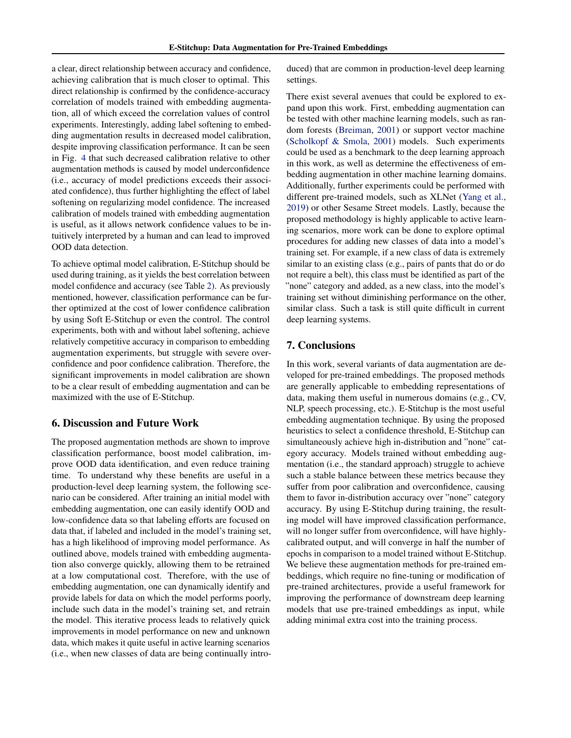a clear, direct relationship between accuracy and confidence, achieving calibration that is much closer to optimal. This direct relationship is confirmed by the confidence-accuracy correlation of models trained with embedding augmentation, all of which exceed the correlation values of control experiments. Interestingly, adding label softening to embedding augmentation results in decreased model calibration, despite improving classification performance. It can be seen in Fig. 4 that such decreased calibration relative to other augmentation methods is caused by model underconfidence (i.e., accuracy of model predictions exceeds their associated confidence), thus further highlighting the effect of label softening on regularizing model confidence. The increased calibration of models trained with embedding augmentation is useful, as it allows network confidence values to be intuitively interpreted by a human and can lead to improved OOD data detection.

To achieve optimal model calibration, E-Stitchup should be used during training, as it yields the best correlation between model confidence and accuracy (see Table 2). As previously mentioned, however, classification performance can be further optimized at the cost of lower confidence calibration by using Soft E-Stitchup or even the control. The control experiments, both with and without label softening, achieve relatively competitive accuracy in comparison to embedding augmentation experiments, but struggle with severe overconfidence and poor confidence calibration. Therefore, the significant improvements in model calibration are shown to be a clear result of embedding augmentation and can be maximized with the use of E-Stitchup.

## 6. Discussion and Future Work

The proposed augmentation methods are shown to improve classification performance, boost model calibration, improve OOD data identification, and even reduce training time. To understand why these benefits are useful in a production-level deep learning system, the following scenario can be considered. After training an initial model with embedding augmentation, one can easily identify OOD and low-confidence data so that labeling efforts are focused on data that, if labeled and included in the model's training set, has a high likelihood of improving model performance. As outlined above, models trained with embedding augmentation also converge quickly, allowing them to be retrained at a low computational cost. Therefore, with the use of embedding augmentation, one can dynamically identify and provide labels for data on which the model performs poorly, include such data in the model's training set, and retrain the model. This iterative process leads to relatively quick improvements in model performance on new and unknown data, which makes it quite useful in active learning scenarios (i.e., when new classes of data are being continually introduced) that are common in production-level deep learning settings.

There exist several avenues that could be explored to expand upon this work. First, embedding augmentation can be tested with other machine learning models, such as random forests (Breiman, 2001) or support vector machine (Scholkopf & Smola, 2001) models. Such experiments could be used as a benchmark to the deep learning approach in this work, as well as determine the effectiveness of embedding augmentation in other machine learning domains. Additionally, further experiments could be performed with different pre-trained models, such as XLNet (Yang et al., 2019) or other Sesame Street models. Lastly, because the proposed methodology is highly applicable to active learning scenarios, more work can be done to explore optimal procedures for adding new classes of data into a model's training set. For example, if a new class of data is extremely similar to an existing class (e.g., pairs of pants that do or do not require a belt), this class must be identified as part of the "none" category and added, as a new class, into the model's training set without diminishing performance on the other, similar class. Such a task is still quite difficult in current deep learning systems.

## 7. Conclusions

In this work, several variants of data augmentation are developed for pre-trained embeddings. The proposed methods are generally applicable to embedding representations of data, making them useful in numerous domains (e.g., CV, NLP, speech processing, etc.). E-Stitchup is the most useful embedding augmentation technique. By using the proposed heuristics to select a confidence threshold, E-Stitchup can simultaneously achieve high in-distribution and "none" category accuracy. Models trained without embedding augmentation (i.e., the standard approach) struggle to achieve such a stable balance between these metrics because they suffer from poor calibration and overconfidence, causing them to favor in-distribution accuracy over "none" category accuracy. By using E-Stitchup during training, the resulting model will have improved classification performance, will no longer suffer from overconfidence, will have highly-calibrated output, and will converge in half the number of epochs in comparison to a model trained without E-Stitchup. We believe these augmentation methods for pre-trained embeddings, which require no fine-tuning or modification of pre-trained architectures, provide a useful framework for improving the performance of downstream deep learning models that use pre-trained embeddings as input, while adding minimal extra cost into the training process.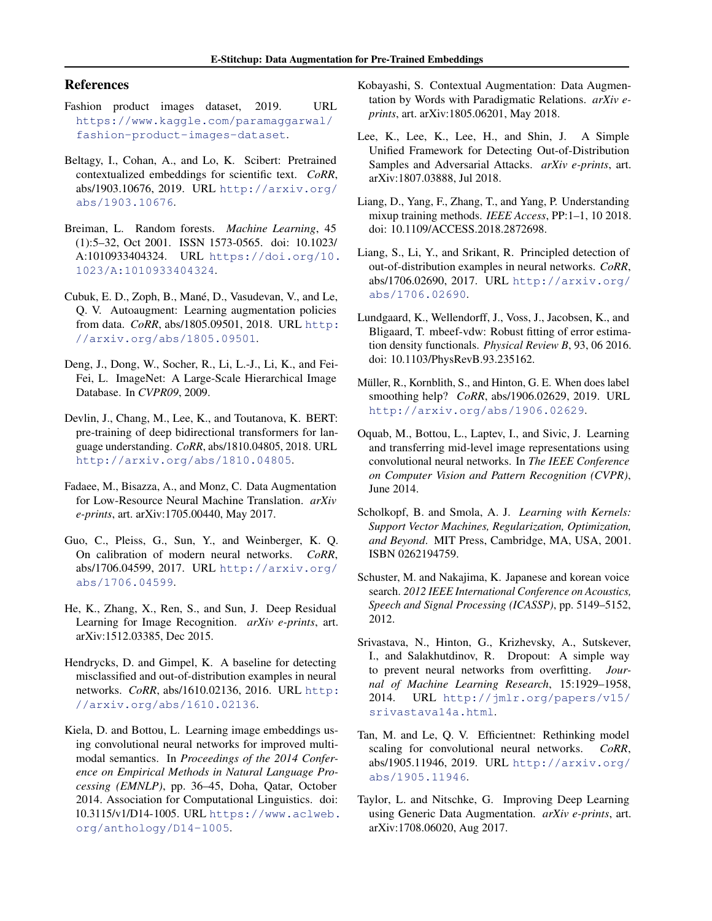## References

Fashion product images dataset, 2019. URL https://www.kaggle.com/paramaggarwal/fashion-product-images-dataset.

Beltagy, I., Cohan, A., and Lo, K. Scibert: Pretrained contextualized embeddings for scientific text. *CoRR*, abs/1903.10676, 2019. URL http://arxiv.org/abs/1903.10676.

Breiman, L. Random forests. *Machine Learning*, 45 (1):5–32, Oct 2001. ISSN 1573-0565. doi: 10.1023/A:1010933404324. URL https://doi.org/10.1023/A:1010933404324.

Cubuk, E. D., Zoph, B., Mané, D., Vasudevan, V., and Le, Q. V. Autoaugment: Learning augmentation policies from data. *CoRR*, abs/1805.09501, 2018. URL http://arxiv.org/abs/1805.09501.

Deng, J., Dong, W., Socher, R., Li, L.-J., Li, K., and Fei-Fei, L. ImageNet: A Large-Scale Hierarchical Image Database. In *CVPR09*, 2009.

Devlin, J., Chang, M., Lee, K., and Toutanova, K. BERT: pre-training of deep bidirectional transformers for language understanding. *CoRR*, abs/1810.04805, 2018. URL http://arxiv.org/abs/1810.04805.

Fadaee, M., Bisazza, A., and Monz, C. Data Augmentation for Low-Resource Neural Machine Translation. *arXiv e-prints*, art. arXiv:1705.00440, May 2017.

Guo, C., Pleiss, G., Sun, Y., and Weinberger, K. Q. On calibration of modern neural networks. *CoRR*, abs/1706.04599, 2017. URL http://arxiv.org/abs/1706.04599.

He, K., Zhang, X., Ren, S., and Sun, J. Deep Residual Learning for Image Recognition. *arXiv e-prints*, art. arXiv:1512.03385, Dec 2015.

Hendrycks, D. and Gimpel, K. A baseline for detecting misclassified and out-of-distribution examples in neural networks. *CoRR*, abs/1610.02136, 2016. URL http://arxiv.org/abs/1610.02136.

Kiela, D. and Bottou, L. Learning image embeddings using convolutional neural networks for improved multi-modal semantics. In *Proceedings of the 2014 Conference on Empirical Methods in Natural Language Processing (EMNLP)*, pp. 36–45, Doha, Qatar, October 2014. Association for Computational Linguistics. doi: 10.3115/v1/D14-1005. URL https://www.aclweb.org/anthology/D14-1005.

Kobayashi, S. Contextual Augmentation: Data Augmentation by Words with Paradigmatic Relations. *arXiv e-prints*, art. arXiv:1805.06201, May 2018.

Lee, K., Lee, K., Lee, H., and Shin, J. A Simple Unified Framework for Detecting Out-of-Distribution Samples and Adversarial Attacks. *arXiv e-prints*, art. arXiv:1807.03888, Jul 2018.

Liang, D., Yang, F., Zhang, T., and Yang, P. Understanding mixup training methods. *IEEE Access*, PP:1–1, 10 2018. doi: 10.1109/ACCESS.2018.2872698.

Liang, S., Li, Y., and Srikant, R. Principled detection of out-of-distribution examples in neural networks. *CoRR*, abs/1706.02690, 2017. URL http://arxiv.org/abs/1706.02690.

Lundgaard, K., Wellendorff, J., Voss, J., Jacobsen, K., and Bligaard, T. mbeef-vdw: Robust fitting of error estimation density functionals. *Physical Review B*, 93, 06 2016. doi: 10.1103/PhysRevB.93.235162.

Müller, R., Kornblith, S., and Hinton, G. E. When does label smoothing help? *CoRR*, abs/1906.02629, 2019. URL http://arxiv.org/abs/1906.02629.

Oquab, M., Bottou, L., Laptev, I., and Sivic, J. Learning and transferring mid-level image representations using convolutional neural networks. In *The IEEE Conference on Computer Vision and Pattern Recognition (CVPR)*, June 2014.

Scholkopf, B. and Smola, A. J. *Learning with Kernels: Support Vector Machines, Regularization, Optimization, and Beyond*. MIT Press, Cambridge, MA, USA, 2001. ISBN 0262194759.

Schuster, M. and Nakajima, K. Japanese and korean voice search. *2012 IEEE International Conference on Acoustics, Speech and Signal Processing (ICASSP)*, pp. 5149–5152, 2012.

Srivastava, N., Hinton, G., Krizhevsky, A., Sutskever, I., and Salakhutdinov, R. Dropout: A simple way to prevent neural networks from overfitting. *Journal of Machine Learning Research*, 15:1929–1958, 2014. URL http://jmlr.org/papers/v15/srivastava14a.html.

Tan, M. and Le, Q. V. Efficientnet: Rethinking model scaling for convolutional neural networks. *CoRR*, abs/1905.11946, 2019. URL http://arxiv.org/abs/1905.11946.

Taylor, L. and Nitschke, G. Improving Deep Learning using Generic Data Augmentation. *arXiv e-prints*, art. arXiv:1708.06020, Aug 2017.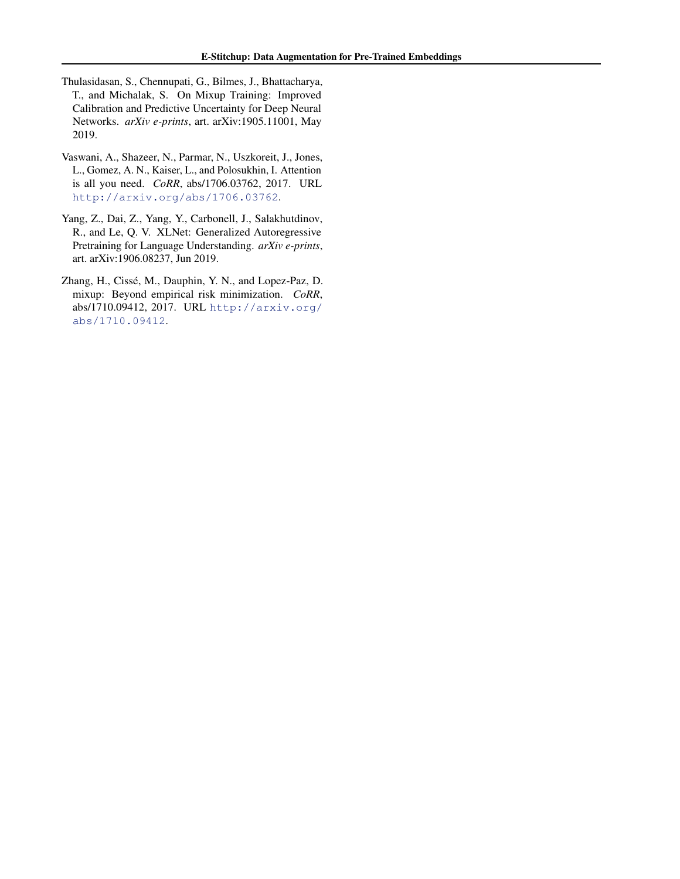Thulasidasan, S., Chennupati, G., Bilmes, J., Bhattacharya, T., and Michalak, S. On Mixup Training: Improved Calibration and Predictive Uncertainty for Deep Neural Networks. *arXiv e-prints*, art. arXiv:1905.11001, May 2019.

Vaswani, A., Shazeer, N., Parmar, N., Uszkoreit, J., Jones, L., Gomez, A. N., Kaiser, L., and Polosukhin, I. Attention is all you need. *CoRR*, abs/1706.03762, 2017. URL http://arxiv.org/abs/1706.03762.

Yang, Z., Dai, Z., Yang, Y., Carbonell, J., Salakhutdinov, R., and Le, Q. V. XLNet: Generalized Autoregressive Pretraining for Language Understanding. *arXiv e-prints*, art. arXiv:1906.08237, Jun 2019.

Zhang, H., Cissé, M., Dauphin, Y. N., and Lopez-Paz, D. mixup: Beyond empirical risk minimization. *CoRR*, abs/1710.09412, 2017. URL http://arxiv.org/abs/1710.09412.